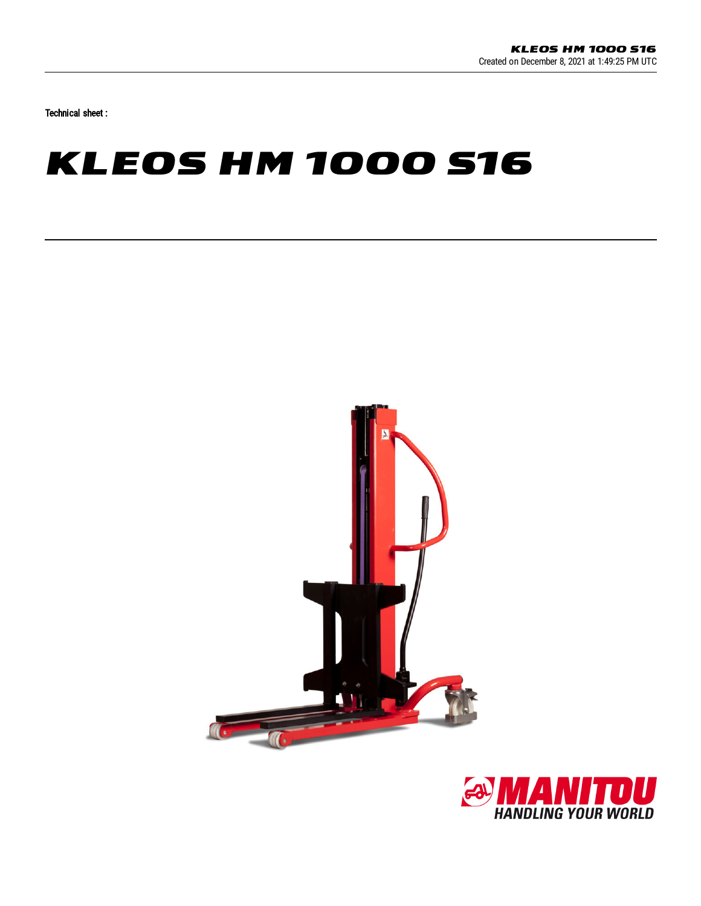Created on December 8, 2021 at 1:49:25 PM UTC

Technical sheet :

# KLEOS HM 1000 S16

MANITOU
HANDLING YOUR WORLD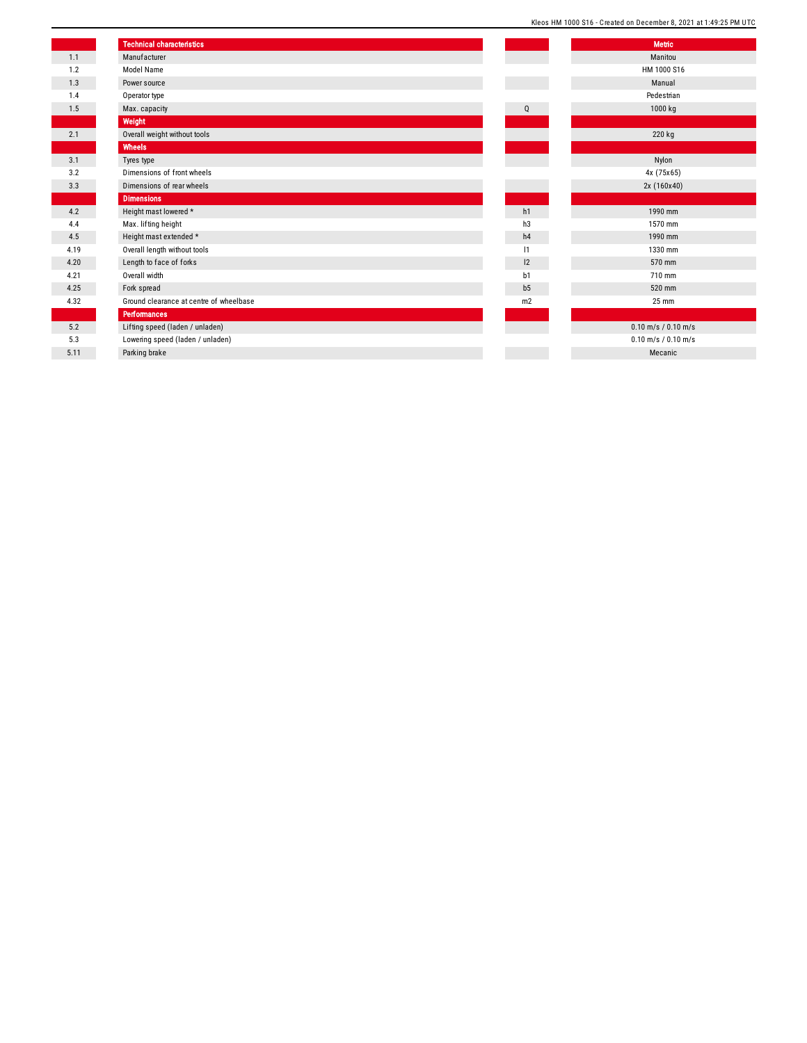| | Technical characteristics | | Metric |
|---|---|---|---|
| 1.1 | Manufacturer | | Manitou |
| 1.2 | Model Name | | HM 1000 S16 |
| 1.3 | Power source | | Manual |
| 1.4 | Operator type | | Pedestrian |
| 1.5 | Max. capacity | Q | 1000 kg |
| | **Weight** | | |
| 2.1 | Overall weight without tools | | 220 kg |
| | **Wheels** | | |
| 3.1 | Tyres type | | Nylon |
| 3.2 | Dimensions of front wheels | | 4x (75x65) |
| 3.3 | Dimensions of rear wheels | | 2x (160x40) |
| | **Dimensions** | | |
| 4.2 | Height mast lowered * | h1 | 1990 mm |
| 4.4 | Max. lifting height | h3 | 1570 mm |
| 4.5 | Height mast extended * | h4 | 1990 mm |
| 4.19 | Overall length without tools | l1 | 1330 mm |
| 4.20 | Length to face of forks | l2 | 570 mm |
| 4.21 | Overall width | b1 | 710 mm |
| 4.25 | Fork spread | b5 | 520 mm |
| 4.32 | Ground clearance at centre of wheelbase | m2 | 25 mm |
| | **Performances** | | |
| 5.2 | Lifting speed (laden / unladen) | | 0.10 m/s / 0.10 m/s |
| 5.3 | Lowering speed (laden / unladen) | | 0.10 m/s / 0.10 m/s |
| 5.11 | Parking brake | | Mecanic |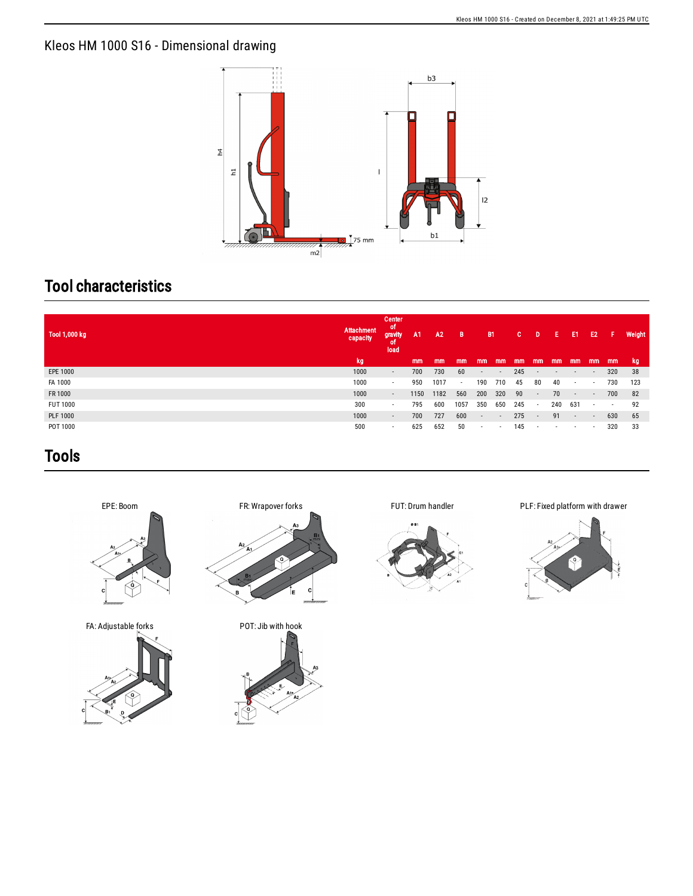# Kleos HM 1000 S16 - Dimensional drawing

## Tool characteristics

| Tool 1,000 kg | Attachment capacity | Center of gravity of load | A1 | A2 | B | B1 | | C | D | E | E1 | E2 | F | Weight |
|---|---|---|---|---|---|---|---|---|---|---|---|---|---|---|
| | kg | | mm | mm | mm | mm | mm | mm | mm | mm | mm | mm | mm | kg |
| EPE 1000 | 1000 | - | 700 | 730 | 60 | - | - | 245 | - | - | - | - | 320 | 38 |
| FA 1000 | 1000 | - | 950 | 1017 | - | 190 | 710 | 45 | 80 | 40 | - | - | 730 | 123 |
| FR 1000 | 1000 | - | 1150 | 1182 | 560 | 200 | 320 | 90 | - | 70 | - | - | 700 | 82 |
| FUT 1000 | 300 | - | 795 | 600 | 1057 | 350 | 650 | 245 | - | 240 | 631 | - | - | 92 |
| PLF 1000 | 1000 | - | 700 | 727 | 600 | - | - | 275 | - | 91 | - | - | 630 | 65 |
| POT 1000 | 500 | - | 625 | 652 | 50 | - | - | 145 | - | - | - | - | 320 | 33 |

## Tools

EPE: Boom

FR: Wrapover forks

FUT: Drum handler

PLF: Fixed platform with drawer

FA: Adjustable forks

POT: Jib with hook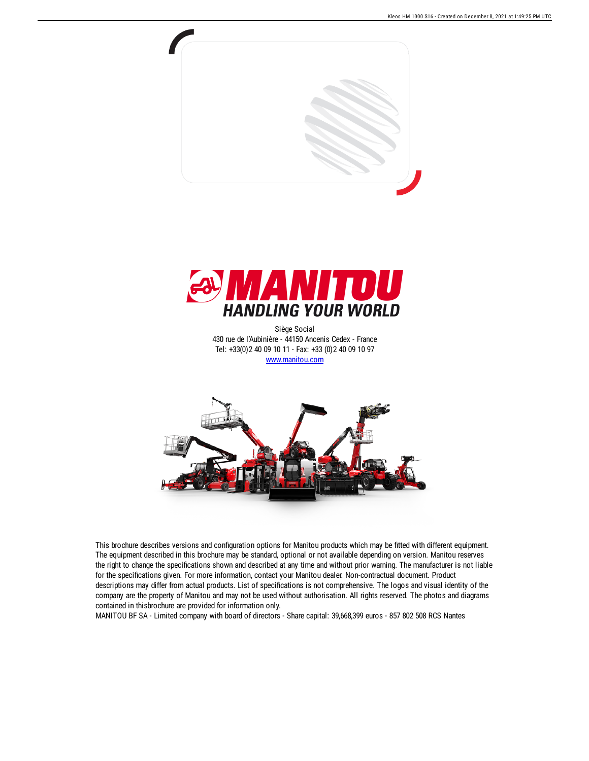MANITOU
HANDLING YOUR WORLD

Siège Social
430 rue de l'Aubinière - 44150 Ancenis Cedex - France
Tel: +33(0)2 40 09 10 11 - Fax: +33 (0)2 40 09 10 97
[www.manitou.com](http://www.manitou.com)

This brochure describes versions and configuration options for Manitou products which may be fitted with different equipment. The equipment described in this brochure may be standard, optional or not available depending on version. Manitou reserves the right to change the specifications shown and described at any time and without prior warning. The manufacturer is not liable for the specifications given. For more information, contact your Manitou dealer. Non-contractual document. Product descriptions may differ from actual products. List of specifications is not comprehensive. The logos and visual identity of the company are the property of Manitou and may not be used without authorisation. All rights reserved. The photos and diagrams contained in thisbrochure are provided for information only.

MANITOU BF SA - Limited company with board of directors - Share capital: 39,668,399 euros - 857 802 508 RCS Nantes